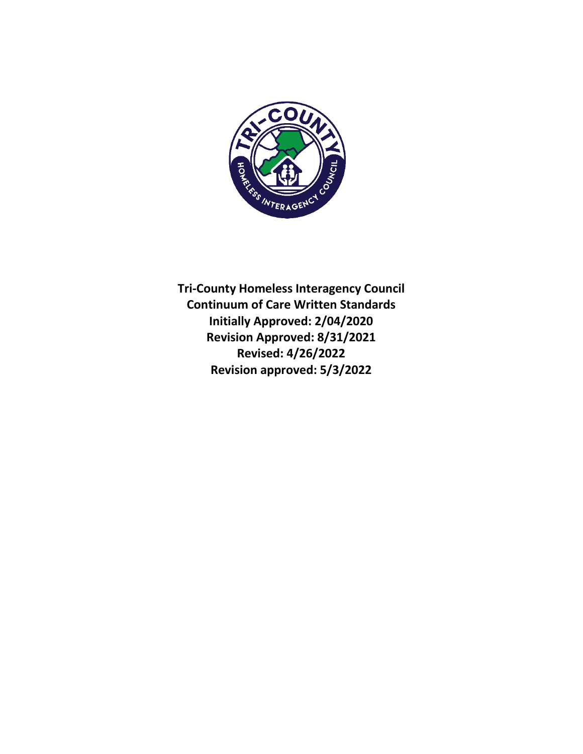**Tri-County Homeless Interagency Council**
**Continuum of Care Written Standards**
**Initially Approved: 2/04/2020**
**Revision Approved: 8/31/2021**
**Revised: 4/26/2022**
**Revision approved: 5/3/2022**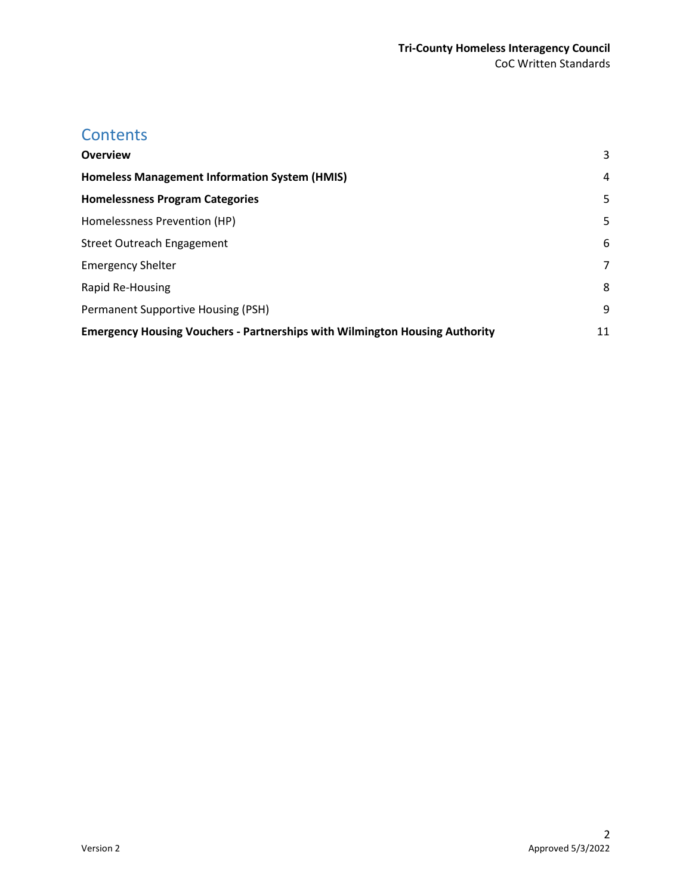# Contents

| | |
|---|---|
| **Overview** | 3 |
| **Homeless Management Information System (HMIS)** | 4 |
| **Homelessness Program Categories** | 5 |
| Homelessness Prevention (HP) | 5 |
| Street Outreach Engagement | 6 |
| Emergency Shelter | 7 |
| Rapid Re-Housing | 8 |
| Permanent Supportive Housing (PSH) | 9 |
| **Emergency Housing Vouchers - Partnerships with Wilmington Housing Authority** | 11 |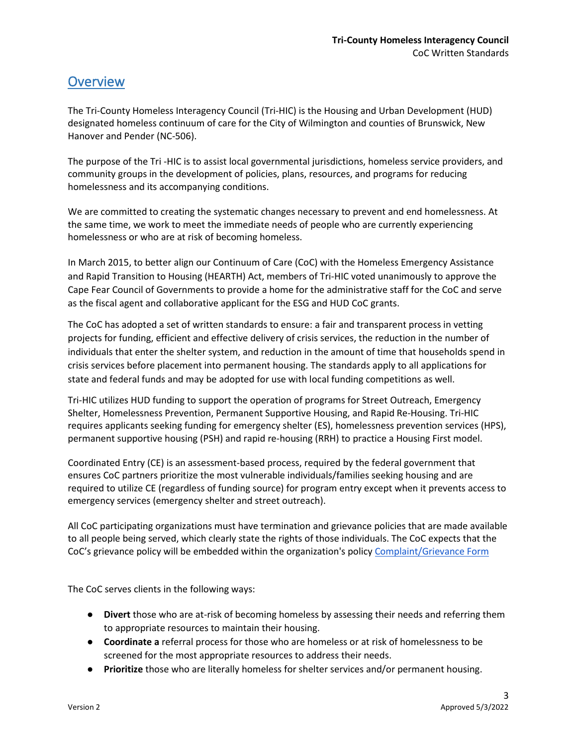## Overview

The Tri-County Homeless Interagency Council (Tri-HIC) is the Housing and Urban Development (HUD) designated homeless continuum of care for the City of Wilmington and counties of Brunswick, New Hanover and Pender (NC-506).

The purpose of the Tri -HIC is to assist local governmental jurisdictions, homeless service providers, and community groups in the development of policies, plans, resources, and programs for reducing homelessness and its accompanying conditions.

We are committed to creating the systematic changes necessary to prevent and end homelessness. At the same time, we work to meet the immediate needs of people who are currently experiencing homelessness or who are at risk of becoming homeless.

In March 2015, to better align our Continuum of Care (CoC) with the Homeless Emergency Assistance and Rapid Transition to Housing (HEARTH) Act, members of Tri-HIC voted unanimously to approve the Cape Fear Council of Governments to provide a home for the administrative staff for the CoC and serve as the fiscal agent and collaborative applicant for the ESG and HUD CoC grants.

The CoC has adopted a set of written standards to ensure: a fair and transparent process in vetting projects for funding, efficient and effective delivery of crisis services, the reduction in the number of individuals that enter the shelter system, and reduction in the amount of time that households spend in crisis services before placement into permanent housing. The standards apply to all applications for state and federal funds and may be adopted for use with local funding competitions as well.

Tri-HIC utilizes HUD funding to support the operation of programs for Street Outreach, Emergency Shelter, Homelessness Prevention, Permanent Supportive Housing, and Rapid Re-Housing. Tri-HIC requires applicants seeking funding for emergency shelter (ES), homelessness prevention services (HPS), permanent supportive housing (PSH) and rapid re-housing (RRH) to practice a Housing First model.

Coordinated Entry (CE) is an assessment-based process, required by the federal government that ensures CoC partners prioritize the most vulnerable individuals/families seeking housing and are required to utilize CE (regardless of funding source) for program entry except when it prevents access to emergency services (emergency shelter and street outreach).

All CoC participating organizations must have termination and grievance policies that are made available to all people being served, which clearly state the rights of those individuals. The CoC expects that the CoC's grievance policy will be embedded within the organization's policy Complaint/Grievance Form

The CoC serves clients in the following ways:

- **Divert** those who are at-risk of becoming homeless by assessing their needs and referring them to appropriate resources to maintain their housing.
- **Coordinate a** referral process for those who are homeless or at risk of homelessness to be screened for the most appropriate resources to address their needs.
- **Prioritize** those who are literally homeless for shelter services and/or permanent housing.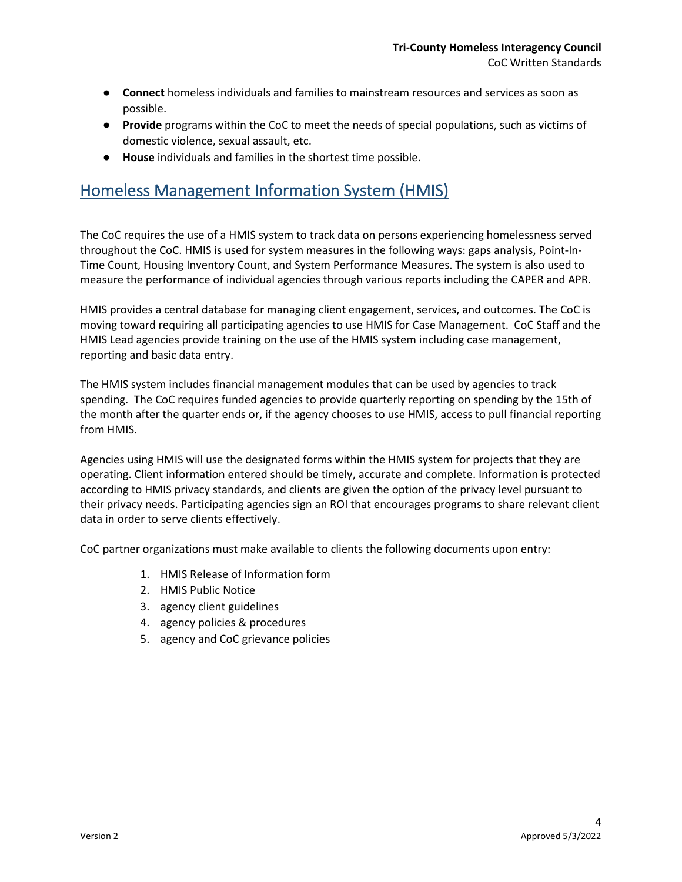- **Connect** homeless individuals and families to mainstream resources and services as soon as possible.
- **Provide** programs within the CoC to meet the needs of special populations, such as victims of domestic violence, sexual assault, etc.
- **House** individuals and families in the shortest time possible.

## Homeless Management Information System (HMIS)

The CoC requires the use of a HMIS system to track data on persons experiencing homelessness served throughout the CoC. HMIS is used for system measures in the following ways: gaps analysis, Point-In-Time Count, Housing Inventory Count, and System Performance Measures. The system is also used to measure the performance of individual agencies through various reports including the CAPER and APR.

HMIS provides a central database for managing client engagement, services, and outcomes. The CoC is moving toward requiring all participating agencies to use HMIS for Case Management. CoC Staff and the HMIS Lead agencies provide training on the use of the HMIS system including case management, reporting and basic data entry.

The HMIS system includes financial management modules that can be used by agencies to track spending. The CoC requires funded agencies to provide quarterly reporting on spending by the 15th of the month after the quarter ends or, if the agency chooses to use HMIS, access to pull financial reporting from HMIS.

Agencies using HMIS will use the designated forms within the HMIS system for projects that they are operating. Client information entered should be timely, accurate and complete. Information is protected according to HMIS privacy standards, and clients are given the option of the privacy level pursuant to their privacy needs. Participating agencies sign an ROI that encourages programs to share relevant client data in order to serve clients effectively.

CoC partner organizations must make available to clients the following documents upon entry:

1. HMIS Release of Information form
2. HMIS Public Notice
3. agency client guidelines
4. agency policies & procedures
5. agency and CoC grievance policies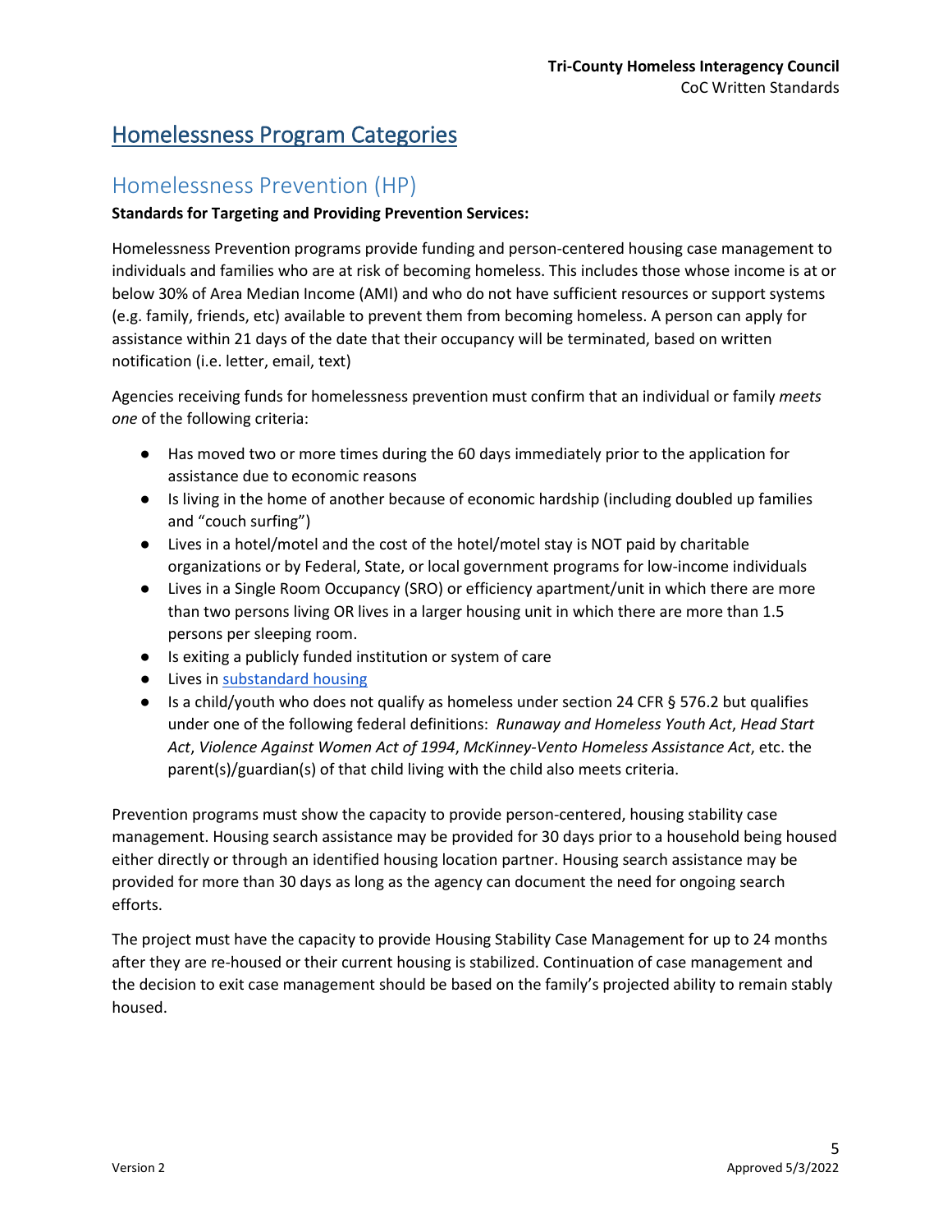# Homelessness Program Categories

## Homelessness Prevention (HP)

**Standards for Targeting and Providing Prevention Services:**

Homelessness Prevention programs provide funding and person-centered housing case management to individuals and families who are at risk of becoming homeless. This includes those whose income is at or below 30% of Area Median Income (AMI) and who do not have sufficient resources or support systems (e.g. family, friends, etc) available to prevent them from becoming homeless. A person can apply for assistance within 21 days of the date that their occupancy will be terminated, based on written notification (i.e. letter, email, text)

Agencies receiving funds for homelessness prevention must confirm that an individual or family *meets one* of the following criteria:

- Has moved two or more times during the 60 days immediately prior to the application for assistance due to economic reasons
- Is living in the home of another because of economic hardship (including doubled up families and "couch surfing")
- Lives in a hotel/motel and the cost of the hotel/motel stay is NOT paid by charitable organizations or by Federal, State, or local government programs for low-income individuals
- Lives in a Single Room Occupancy (SRO) or efficiency apartment/unit in which there are more than two persons living OR lives in a larger housing unit in which there are more than 1.5 persons per sleeping room.
- Is exiting a publicly funded institution or system of care
- Lives in substandard housing
- Is a child/youth who does not qualify as homeless under section 24 CFR § 576.2 but qualifies under one of the following federal definitions: *Runaway and Homeless Youth Act*, *Head Start Act*, *Violence Against Women Act of 1994*, *McKinney-Vento Homeless Assistance Act*, etc. the parent(s)/guardian(s) of that child living with the child also meets criteria.

Prevention programs must show the capacity to provide person-centered, housing stability case management. Housing search assistance may be provided for 30 days prior to a household being housed either directly or through an identified housing location partner. Housing search assistance may be provided for more than 30 days as long as the agency can document the need for ongoing search efforts.

The project must have the capacity to provide Housing Stability Case Management for up to 24 months after they are re-housed or their current housing is stabilized. Continuation of case management and the decision to exit case management should be based on the family's projected ability to remain stably housed.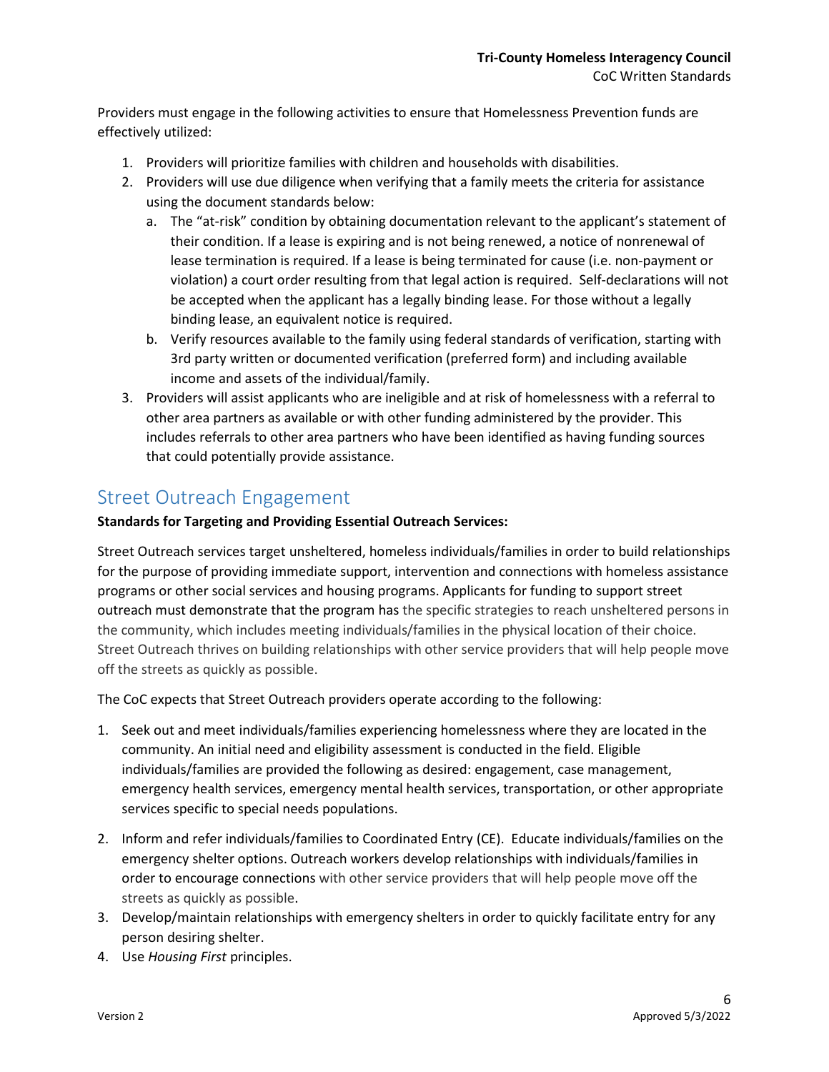Providers must engage in the following activities to ensure that Homelessness Prevention funds are effectively utilized:

1. Providers will prioritize families with children and households with disabilities.
2. Providers will use due diligence when verifying that a family meets the criteria for assistance using the document standards below:
   a. The “at-risk” condition by obtaining documentation relevant to the applicant’s statement of their condition. If a lease is expiring and is not being renewed, a notice of nonrenewal of lease termination is required. If a lease is being terminated for cause (i.e. non-payment or violation) a court order resulting from that legal action is required. Self-declarations will not be accepted when the applicant has a legally binding lease. For those without a legally binding lease, an equivalent notice is required.
   b. Verify resources available to the family using federal standards of verification, starting with 3rd party written or documented verification (preferred form) and including available income and assets of the individual/family.
3. Providers will assist applicants who are ineligible and at risk of homelessness with a referral to other area partners as available or with other funding administered by the provider. This includes referrals to other area partners who have been identified as having funding sources that could potentially provide assistance.

## Street Outreach Engagement

**Standards for Targeting and Providing Essential Outreach Services:**

Street Outreach services target unsheltered, homeless individuals/families in order to build relationships for the purpose of providing immediate support, intervention and connections with homeless assistance programs or other social services and housing programs. Applicants for funding to support street outreach must demonstrate that the program has the specific strategies to reach unsheltered persons in the community, which includes meeting individuals/families in the physical location of their choice. Street Outreach thrives on building relationships with other service providers that will help people move off the streets as quickly as possible.

The CoC expects that Street Outreach providers operate according to the following:

1. Seek out and meet individuals/families experiencing homelessness where they are located in the community. An initial need and eligibility assessment is conducted in the field. Eligible individuals/families are provided the following as desired: engagement, case management, emergency health services, emergency mental health services, transportation, or other appropriate services specific to special needs populations.
2. Inform and refer individuals/families to Coordinated Entry (CE). Educate individuals/families on the emergency shelter options. Outreach workers develop relationships with individuals/families in order to encourage connections with other service providers that will help people move off the streets as quickly as possible.
3. Develop/maintain relationships with emergency shelters in order to quickly facilitate entry for any person desiring shelter.
4. Use *Housing First* principles.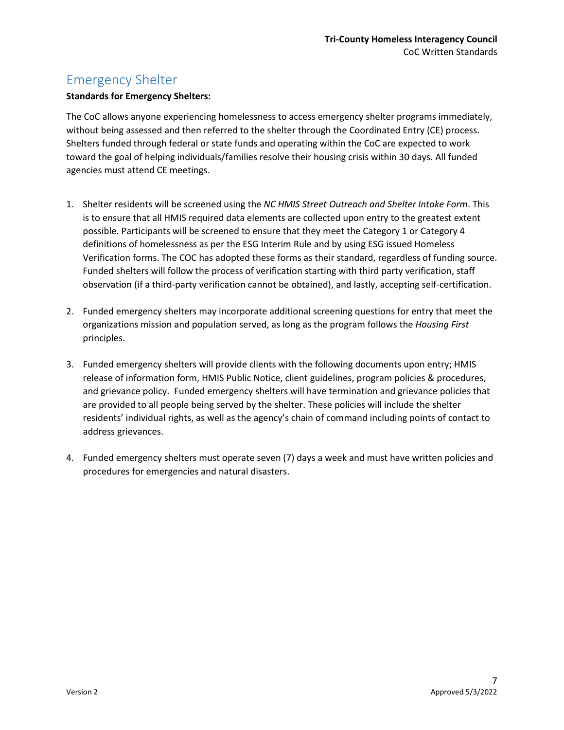## Emergency Shelter

**Standards for Emergency Shelters:**

The CoC allows anyone experiencing homelessness to access emergency shelter programs immediately, without being assessed and then referred to the shelter through the Coordinated Entry (CE) process. Shelters funded through federal or state funds and operating within the CoC are expected to work toward the goal of helping individuals/families resolve their housing crisis within 30 days. All funded agencies must attend CE meetings.

1. Shelter residents will be screened using the *NC HMIS Street Outreach and Shelter Intake Form*. This is to ensure that all HMIS required data elements are collected upon entry to the greatest extent possible. Participants will be screened to ensure that they meet the Category 1 or Category 4 definitions of homelessness as per the ESG Interim Rule and by using ESG issued Homeless Verification forms. The COC has adopted these forms as their standard, regardless of funding source. Funded shelters will follow the process of verification starting with third party verification, staff observation (if a third-party verification cannot be obtained), and lastly, accepting self-certification.

2. Funded emergency shelters may incorporate additional screening questions for entry that meet the organizations mission and population served, as long as the program follows the *Housing First* principles.

3. Funded emergency shelters will provide clients with the following documents upon entry; HMIS release of information form, HMIS Public Notice, client guidelines, program policies & procedures, and grievance policy. Funded emergency shelters will have termination and grievance policies that are provided to all people being served by the shelter. These policies will include the shelter residents' individual rights, as well as the agency's chain of command including points of contact to address grievances.

4. Funded emergency shelters must operate seven (7) days a week and must have written policies and procedures for emergencies and natural disasters.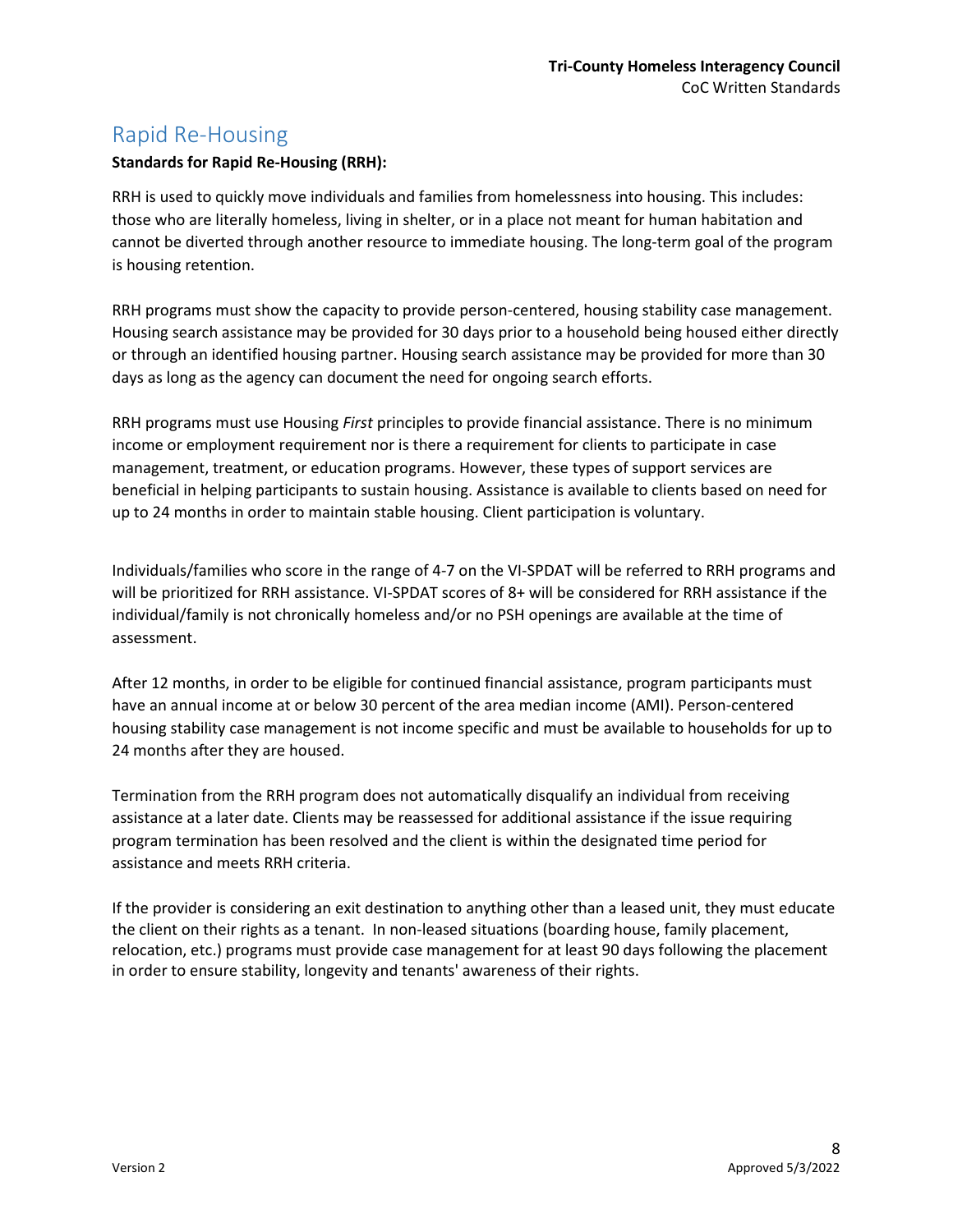## Rapid Re-Housing

**Standards for Rapid Re-Housing (RRH):**

RRH is used to quickly move individuals and families from homelessness into housing. This includes: those who are literally homeless, living in shelter, or in a place not meant for human habitation and cannot be diverted through another resource to immediate housing. The long-term goal of the program is housing retention.

RRH programs must show the capacity to provide person-centered, housing stability case management. Housing search assistance may be provided for 30 days prior to a household being housed either directly or through an identified housing partner. Housing search assistance may be provided for more than 30 days as long as the agency can document the need for ongoing search efforts.

RRH programs must use Housing *First* principles to provide financial assistance. There is no minimum income or employment requirement nor is there a requirement for clients to participate in case management, treatment, or education programs. However, these types of support services are beneficial in helping participants to sustain housing. Assistance is available to clients based on need for up to 24 months in order to maintain stable housing. Client participation is voluntary.

Individuals/families who score in the range of 4-7 on the VI-SPDAT will be referred to RRH programs and will be prioritized for RRH assistance. VI-SPDAT scores of 8+ will be considered for RRH assistance if the individual/family is not chronically homeless and/or no PSH openings are available at the time of assessment.

After 12 months, in order to be eligible for continued financial assistance, program participants must have an annual income at or below 30 percent of the area median income (AMI). Person-centered housing stability case management is not income specific and must be available to households for up to 24 months after they are housed.

Termination from the RRH program does not automatically disqualify an individual from receiving assistance at a later date. Clients may be reassessed for additional assistance if the issue requiring program termination has been resolved and the client is within the designated time period for assistance and meets RRH criteria.

If the provider is considering an exit destination to anything other than a leased unit, they must educate the client on their rights as a tenant. In non-leased situations (boarding house, family placement, relocation, etc.) programs must provide case management for at least 90 days following the placement in order to ensure stability, longevity and tenants' awareness of their rights.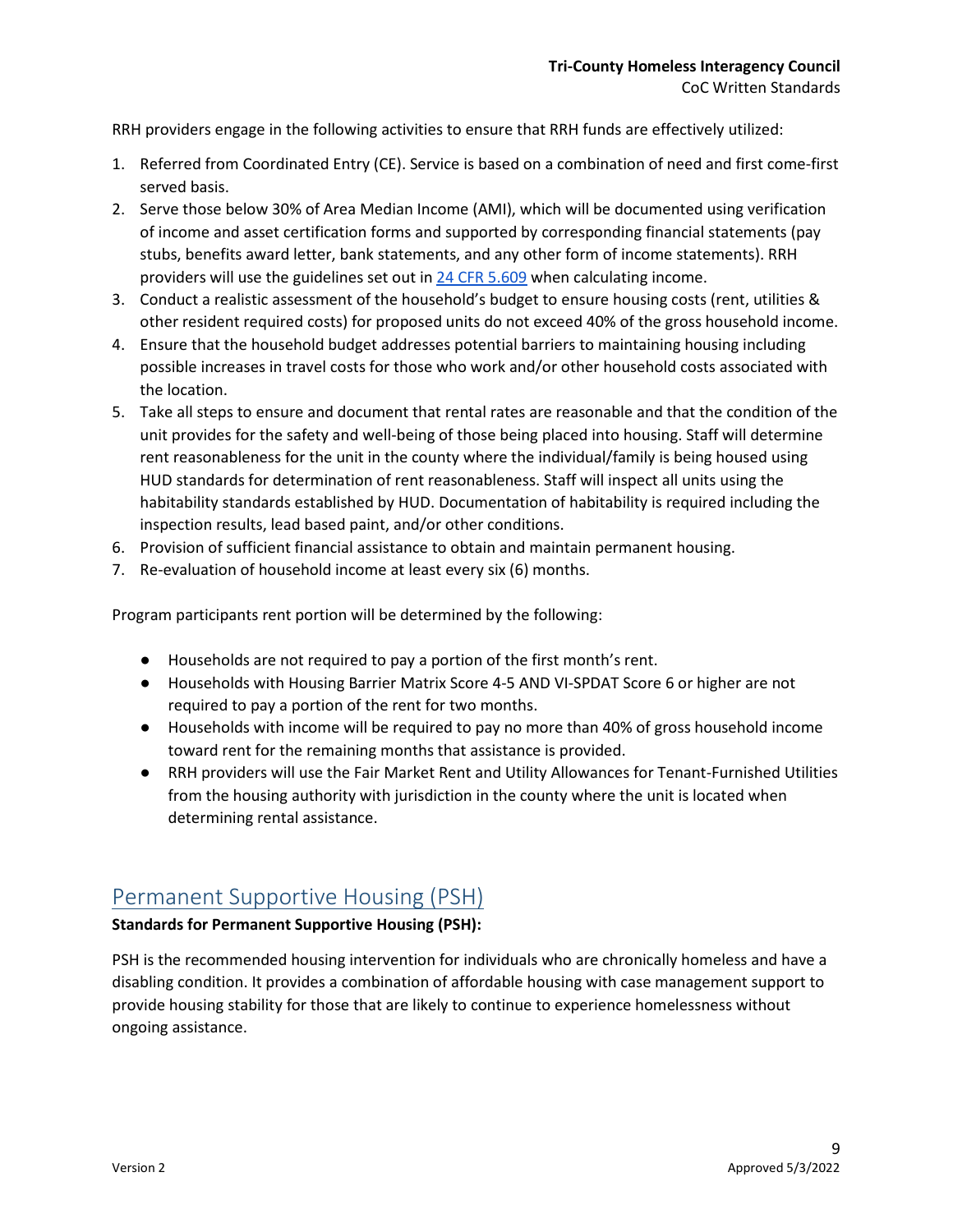RRH providers engage in the following activities to ensure that RRH funds are effectively utilized:

1. Referred from Coordinated Entry (CE). Service is based on a combination of need and first come-first served basis.
2. Serve those below 30% of Area Median Income (AMI), which will be documented using verification of income and asset certification forms and supported by corresponding financial statements (pay stubs, benefits award letter, bank statements, and any other form of income statements). RRH providers will use the guidelines set out in [24 CFR 5.609] when calculating income.
3. Conduct a realistic assessment of the household's budget to ensure housing costs (rent, utilities & other resident required costs) for proposed units do not exceed 40% of the gross household income.
4. Ensure that the household budget addresses potential barriers to maintaining housing including possible increases in travel costs for those who work and/or other household costs associated with the location.
5. Take all steps to ensure and document that rental rates are reasonable and that the condition of the unit provides for the safety and well-being of those being placed into housing. Staff will determine rent reasonableness for the unit in the county where the individual/family is being housed using HUD standards for determination of rent reasonableness. Staff will inspect all units using the habitability standards established by HUD. Documentation of habitability is required including the inspection results, lead based paint, and/or other conditions.
6. Provision of sufficient financial assistance to obtain and maintain permanent housing.
7. Re-evaluation of household income at least every six (6) months.

Program participants rent portion will be determined by the following:

- Households are not required to pay a portion of the first month's rent.
- Households with Housing Barrier Matrix Score 4-5 AND VI-SPDAT Score 6 or higher are not required to pay a portion of the rent for two months.
- Households with income will be required to pay no more than 40% of gross household income toward rent for the remaining months that assistance is provided.
- RRH providers will use the Fair Market Rent and Utility Allowances for Tenant-Furnished Utilities from the housing authority with jurisdiction in the county where the unit is located when determining rental assistance.

## Permanent Supportive Housing (PSH)

**Standards for Permanent Supportive Housing (PSH):**

PSH is the recommended housing intervention for individuals who are chronically homeless and have a disabling condition. It provides a combination of affordable housing with case management support to provide housing stability for those that are likely to continue to experience homelessness without ongoing assistance.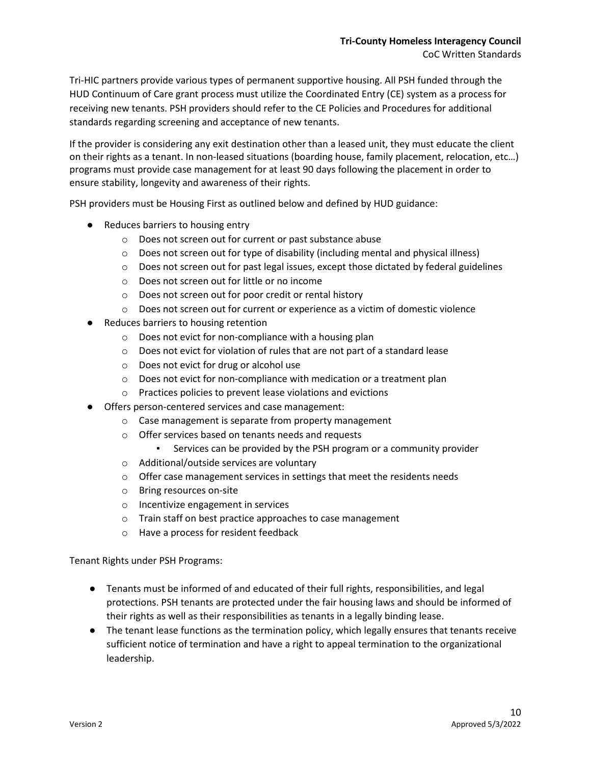Tri-HIC partners provide various types of permanent supportive housing. All PSH funded through the HUD Continuum of Care grant process must utilize the Coordinated Entry (CE) system as a process for receiving new tenants. PSH providers should refer to the CE Policies and Procedures for additional standards regarding screening and acceptance of new tenants.

If the provider is considering any exit destination other than a leased unit, they must educate the client on their rights as a tenant. In non-leased situations (boarding house, family placement, relocation, etc…) programs must provide case management for at least 90 days following the placement in order to ensure stability, longevity and awareness of their rights.

PSH providers must be Housing First as outlined below and defined by HUD guidance:

- Reduces barriers to housing entry
  - Does not screen out for current or past substance abuse
  - Does not screen out for type of disability (including mental and physical illness)
  - Does not screen out for past legal issues, except those dictated by federal guidelines
  - Does not screen out for little or no income
  - Does not screen out for poor credit or rental history
  - Does not screen out for current or experience as a victim of domestic violence
- Reduces barriers to housing retention
  - Does not evict for non-compliance with a housing plan
  - Does not evict for violation of rules that are not part of a standard lease
  - Does not evict for drug or alcohol use
  - Does not evict for non-compliance with medication or a treatment plan
  - Practices policies to prevent lease violations and evictions
- Offers person-centered services and case management:
  - Case management is separate from property management
  - Offer services based on tenants needs and requests
    - Services can be provided by the PSH program or a community provider
  - Additional/outside services are voluntary
  - Offer case management services in settings that meet the residents needs
  - Bring resources on-site
  - Incentivize engagement in services
  - Train staff on best practice approaches to case management
  - Have a process for resident feedback

Tenant Rights under PSH Programs:

- Tenants must be informed of and educated of their full rights, responsibilities, and legal protections. PSH tenants are protected under the fair housing laws and should be informed of their rights as well as their responsibilities as tenants in a legally binding lease.
- The tenant lease functions as the termination policy, which legally ensures that tenants receive sufficient notice of termination and have a right to appeal termination to the organizational leadership.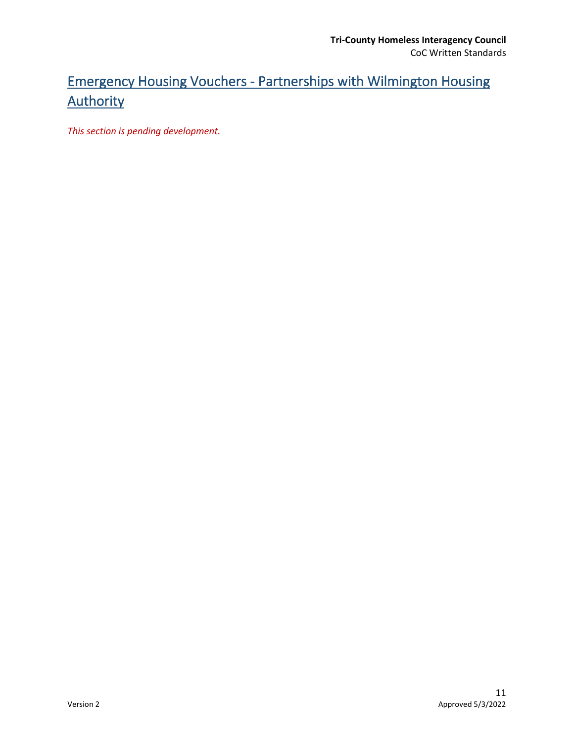## Emergency Housing Vouchers - Partnerships with Wilmington Housing Authority

*This section is pending development.*